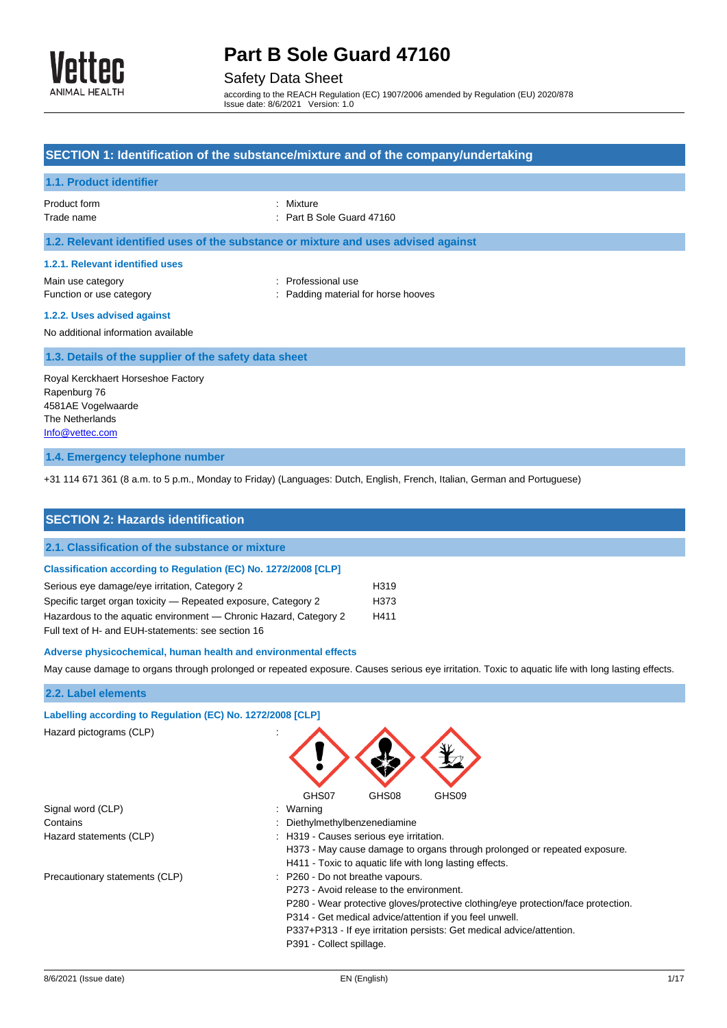# Part B Sole Guard 47160

Safety Data Sheet

according to the REACH Regulation (EC) 1907/2006 amended by Regulation (EU) 2020/878
Issue date: 8/6/2021 Version: 1.0

## SECTION 1: Identification of the substance/mixture and of the company/undertaking

### 1.1. Product identifier

Product form : Mixture
Trade name : Part B Sole Guard 47160

### 1.2. Relevant identified uses of the substance or mixture and uses advised against

#### 1.2.1. Relevant identified uses

Main use category : Professional use
Function or use category : Padding material for horse hooves

#### 1.2.2. Uses advised against

No additional information available

### 1.3. Details of the supplier of the safety data sheet

Royal Kerckhaert Horseshoe Factory
Rapenburg 76
4581AE Vogelwaarde
The Netherlands
Info@vettec.com

### 1.4. Emergency telephone number

+31 114 671 361 (8 a.m. to 5 p.m., Monday to Friday) (Languages: Dutch, English, French, Italian, German and Portuguese)

## SECTION 2: Hazards identification

### 2.1. Classification of the substance or mixture

**Classification according to Regulation (EC) No. 1272/2008 [CLP]**

| | |
|---|---|
| Serious eye damage/eye irritation, Category 2 | H319 |
| Specific target organ toxicity — Repeated exposure, Category 2 | H373 |
| Hazardous to the aquatic environment — Chronic Hazard, Category 2 | H411 |

Full text of H- and EUH-statements: see section 16

**Adverse physicochemical, human health and environmental effects**

May cause damage to organs through prolonged or repeated exposure. Causes serious eye irritation. Toxic to aquatic life with long lasting effects.

### 2.2. Label elements

**Labelling according to Regulation (EC) No. 1272/2008 [CLP]**

Hazard pictograms (CLP) : GHS07 GHS08 GHS09

Signal word (CLP) : Warning

Contains : Diethylmethylbenzenediamine

Hazard statements (CLP) :
- H319 - Causes serious eye irritation.
- H373 - May cause damage to organs through prolonged or repeated exposure.
- H411 - Toxic to aquatic life with long lasting effects.

Precautionary statements (CLP) :
- P260 - Do not breathe vapours.
- P273 - Avoid release to the environment.
- P280 - Wear protective gloves/protective clothing/eye protection/face protection.
- P314 - Get medical advice/attention if you feel unwell.
- P337+P313 - If eye irritation persists: Get medical advice/attention.
- P391 - Collect spillage.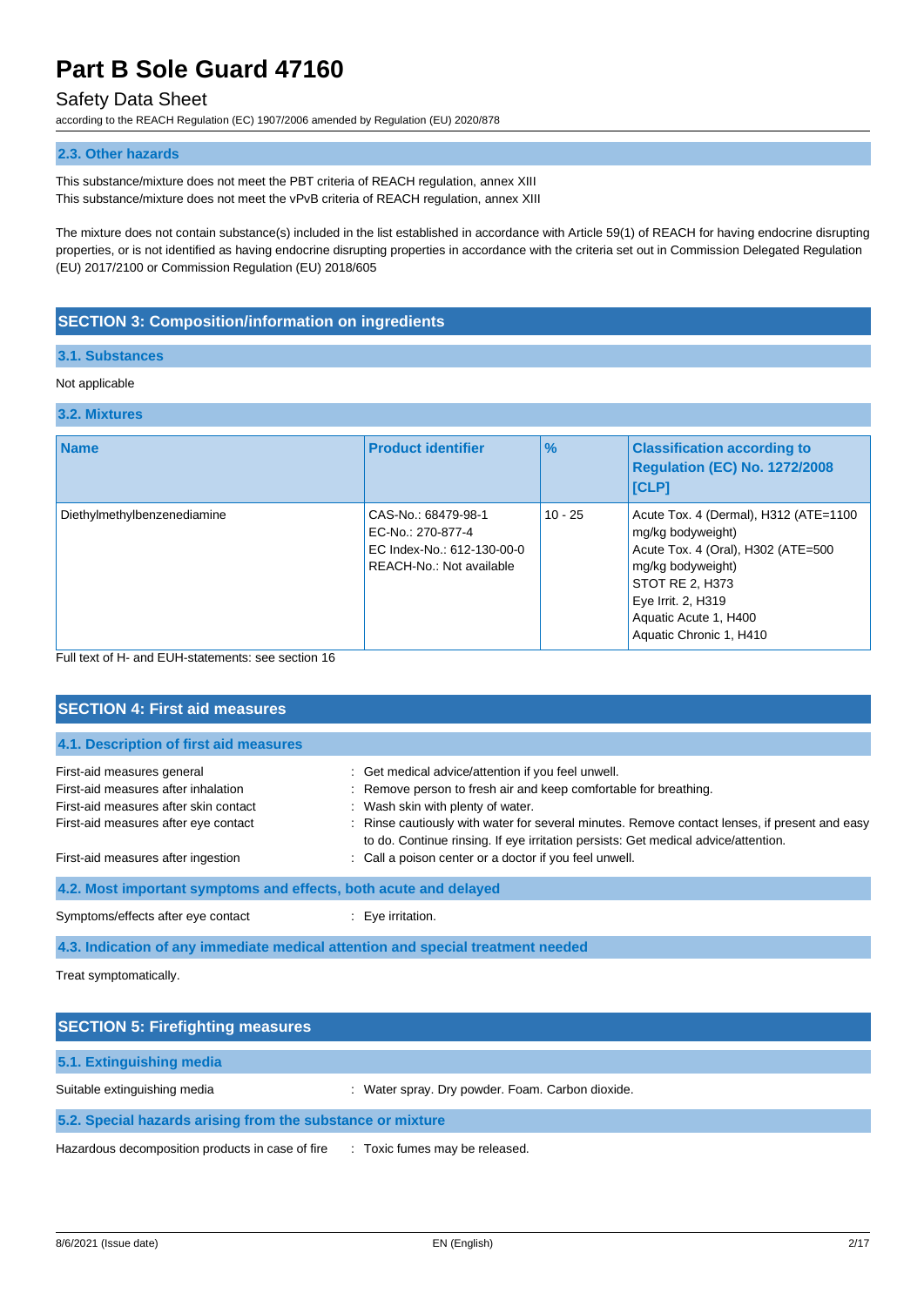### 2.3. Other hazards

This substance/mixture does not meet the PBT criteria of REACH regulation, annex XIII
This substance/mixture does not meet the vPvB criteria of REACH regulation, annex XIII

The mixture does not contain substance(s) included in the list established in accordance with Article 59(1) of REACH for having endocrine disrupting properties, or is not identified as having endocrine disrupting properties in accordance with the criteria set out in Commission Delegated Regulation (EU) 2017/2100 or Commission Regulation (EU) 2018/605

## SECTION 3: Composition/information on ingredients

### 3.1. Substances

Not applicable

### 3.2. Mixtures

| Name | Product identifier | % | Classification according to Regulation (EC) No. 1272/2008 [CLP] |
|---|---|---|---|
| Diethylmethylbenzenediamine | CAS-No.: 68479-98-1<br>EC-No.: 270-877-4<br>EC Index-No.: 612-130-00-0<br>REACH-No.: Not available | 10 - 25 | Acute Tox. 4 (Dermal), H312 (ATE=1100 mg/kg bodyweight)<br>Acute Tox. 4 (Oral), H302 (ATE=500 mg/kg bodyweight)<br>STOT RE 2, H373<br>Eye Irrit. 2, H319<br>Aquatic Acute 1, H400<br>Aquatic Chronic 1, H410 |

Full text of H- and EUH-statements: see section 16

## SECTION 4: First aid measures

### 4.1. Description of first aid measures

First-aid measures general : Get medical advice/attention if you feel unwell.
First-aid measures after inhalation : Remove person to fresh air and keep comfortable for breathing.
First-aid measures after skin contact : Wash skin with plenty of water.
First-aid measures after eye contact : Rinse cautiously with water for several minutes. Remove contact lenses, if present and easy to do. Continue rinsing. If eye irritation persists: Get medical advice/attention.
First-aid measures after ingestion : Call a poison center or a doctor if you feel unwell.

### 4.2. Most important symptoms and effects, both acute and delayed

Symptoms/effects after eye contact : Eye irritation.

### 4.3. Indication of any immediate medical attention and special treatment needed

Treat symptomatically.

## SECTION 5: Firefighting measures

### 5.1. Extinguishing media

Suitable extinguishing media : Water spray. Dry powder. Foam. Carbon dioxide.

### 5.2. Special hazards arising from the substance or mixture

Hazardous decomposition products in case of fire : Toxic fumes may be released.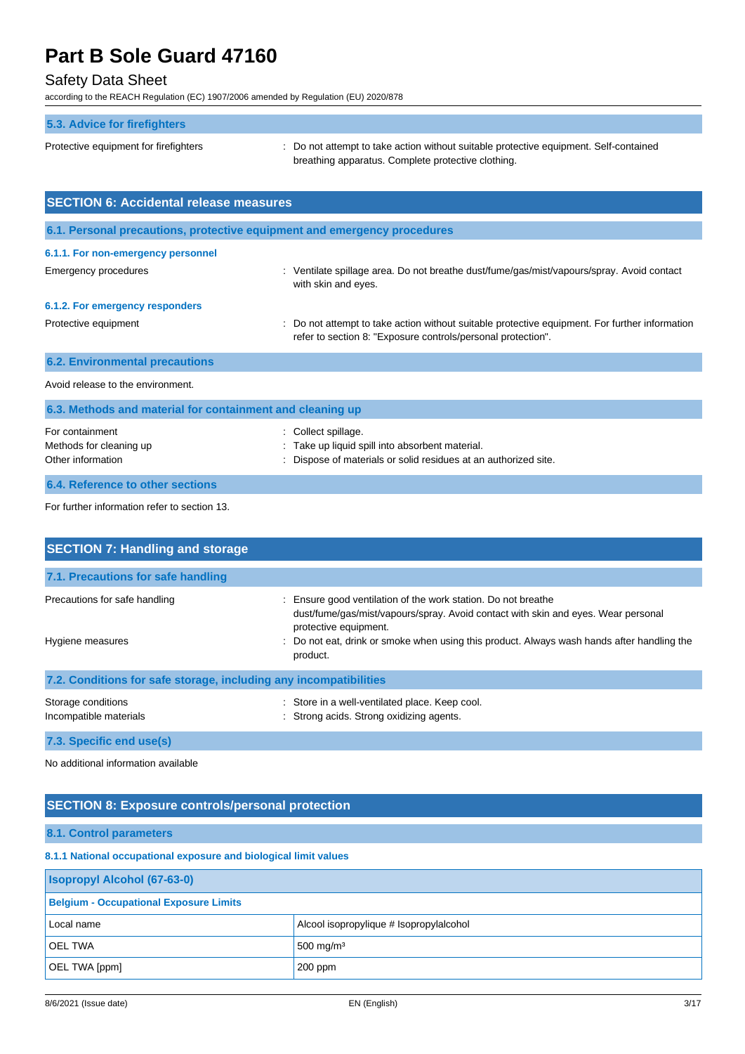### 5.3. Advice for firefighters

Protective equipment for firefighters : Do not attempt to take action without suitable protective equipment. Self-contained breathing apparatus. Complete protective clothing.

## SECTION 6: Accidental release measures

### 6.1. Personal precautions, protective equipment and emergency procedures

#### 6.1.1. For non-emergency personnel

Emergency procedures : Ventilate spillage area. Do not breathe dust/fume/gas/mist/vapours/spray. Avoid contact with skin and eyes.

#### 6.1.2. For emergency responders

Protective equipment : Do not attempt to take action without suitable protective equipment. For further information refer to section 8: "Exposure controls/personal protection".

### 6.2. Environmental precautions

Avoid release to the environment.

### 6.3. Methods and material for containment and cleaning up

For containment : Collect spillage.

Methods for cleaning up : Take up liquid spill into absorbent material.

Other information : Dispose of materials or solid residues at an authorized site.

### 6.4. Reference to other sections

For further information refer to section 13.

## SECTION 7: Handling and storage

### 7.1. Precautions for safe handling

Precautions for safe handling : Ensure good ventilation of the work station. Do not breathe dust/fume/gas/mist/vapours/spray. Avoid contact with skin and eyes. Wear personal protective equipment.

Hygiene measures : Do not eat, drink or smoke when using this product. Always wash hands after handling the product.

### 7.2. Conditions for safe storage, including any incompatibilities

Storage conditions : Store in a well-ventilated place. Keep cool.

Incompatible materials : Strong acids. Strong oxidizing agents.

### 7.3. Specific end use(s)

No additional information available

## SECTION 8: Exposure controls/personal protection

### 8.1. Control parameters

#### 8.1.1 National occupational exposure and biological limit values

| Isopropyl Alcohol (67-63-0) | |
|---|---|
| **Belgium - Occupational Exposure Limits** | |
| Local name | Alcool isopropylique # Isopropylalcohol |
| OEL TWA | 500 mg/m³ |
| OEL TWA [ppm] | 200 ppm |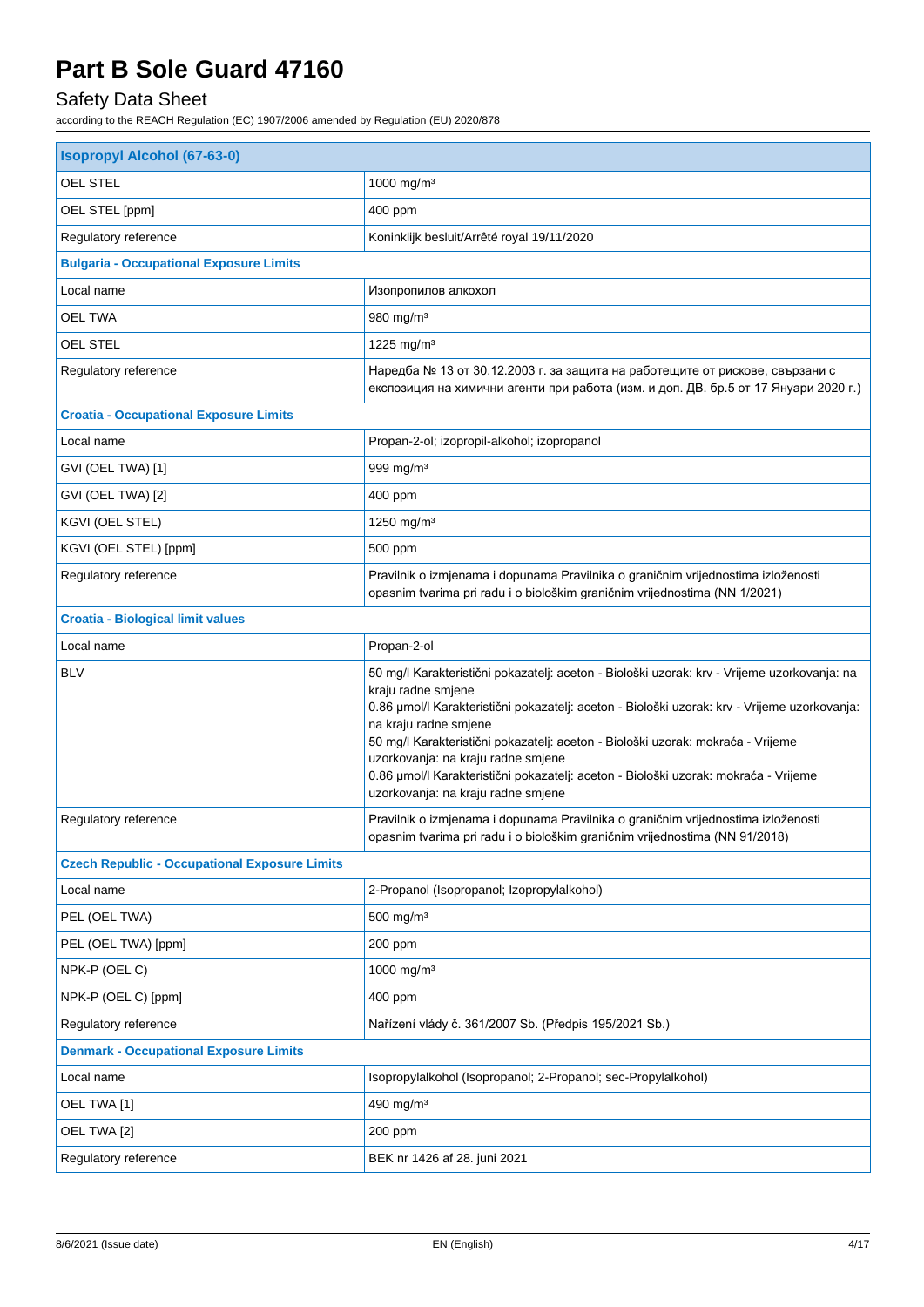# Part B Sole Guard 47160

## Safety Data Sheet

according to the REACH Regulation (EC) 1907/2006 amended by Regulation (EU) 2020/878

| **Isopropyl Alcohol (67-63-0)** | |
|---|---|
| OEL STEL | 1000 mg/m³ |
| OEL STEL [ppm] | 400 ppm |
| Regulatory reference | Koninklijk besluit/Arrêté royal 19/11/2020 |
| **Bulgaria - Occupational Exposure Limits** | |
| Local name | Изопропилов алкохол |
| OEL TWA | 980 mg/m³ |
| OEL STEL | 1225 mg/m³ |
| Regulatory reference | Наредба № 13 от 30.12.2003 г. за защита на работещите от рискове, свързани с експозиция на химични агенти при работа (изм. и доп. ДВ. бр.5 от 17 Януари 2020 г.) |
| **Croatia - Occupational Exposure Limits** | |
| Local name | Propan-2-ol; izopropil-alkohol; izopropanol |
| GVI (OEL TWA) [1] | 999 mg/m³ |
| GVI (OEL TWA) [2] | 400 ppm |
| KGVI (OEL STEL) | 1250 mg/m³ |
| KGVI (OEL STEL) [ppm] | 500 ppm |
| Regulatory reference | Pravilnik o izmjenama i dopunama Pravilnika o graničnim vrijednostima izloženosti opasnim tvarima pri radu i o biološkim graničnim vrijednostima (NN 1/2021) |
| **Croatia - Biological limit values** | |
| Local name | Propan-2-ol |
| BLV | 50 mg/l Karakteristični pokazatelj: aceton - Biološki uzorak: krv - Vrijeme uzorkovanja: na kraju radne smjene<br>0.86 µmol/l Karakteristični pokazatelj: aceton - Biološki uzorak: krv - Vrijeme uzorkovanja: na kraju radne smjene<br>50 mg/l Karakteristični pokazatelj: aceton - Biološki uzorak: mokraća - Vrijeme uzorkovanja: na kraju radne smjene<br>0.86 µmol/l Karakteristični pokazatelj: aceton - Biološki uzorak: mokraća - Vrijeme uzorkovanja: na kraju radne smjene |
| Regulatory reference | Pravilnik o izmjenama i dopunama Pravilnika o graničnim vrijednostima izloženosti opasnim tvarima pri radu i o biološkim graničnim vrijednostima (NN 91/2018) |
| **Czech Republic - Occupational Exposure Limits** | |
| Local name | 2-Propanol (Isopropanol; Izopropylalkohol) |
| PEL (OEL TWA) | 500 mg/m³ |
| PEL (OEL TWA) [ppm] | 200 ppm |
| NPK-P (OEL C) | 1000 mg/m³ |
| NPK-P (OEL C) [ppm] | 400 ppm |
| Regulatory reference | Nařízení vlády č. 361/2007 Sb. (Předpis 195/2021 Sb.) |
| **Denmark - Occupational Exposure Limits** | |
| Local name | Isopropylalkohol (Isopropanol; 2-Propanol; sec-Propylalkohol) |
| OEL TWA [1] | 490 mg/m³ |
| OEL TWA [2] | 200 ppm |
| Regulatory reference | BEK nr 1426 af 28. juni 2021 |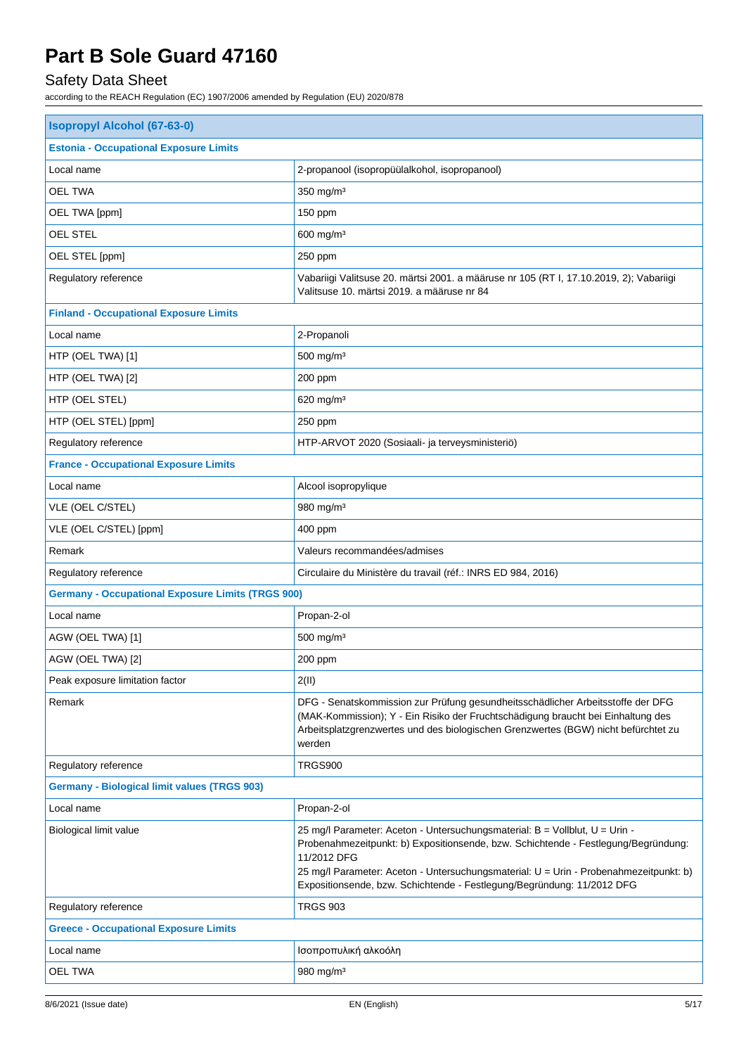| Isopropyl Alcohol (67-63-0) | |
|---|---|
| **Estonia - Occupational Exposure Limits** | |
| Local name | 2-propanool (isopropüülalkohol, isopropanool) |
| OEL TWA | 350 mg/m³ |
| OEL TWA [ppm] | 150 ppm |
| OEL STEL | 600 mg/m³ |
| OEL STEL [ppm] | 250 ppm |
| Regulatory reference | Vabariigi Valitsuse 20. märtsi 2001. a määruse nr 105 (RT I, 17.10.2019, 2); Vabariigi Valitsuse 10. märtsi 2019. a määruse nr 84 |
| **Finland - Occupational Exposure Limits** | |
| Local name | 2-Propanoli |
| HTP (OEL TWA) [1] | 500 mg/m³ |
| HTP (OEL TWA) [2] | 200 ppm |
| HTP (OEL STEL) | 620 mg/m³ |
| HTP (OEL STEL) [ppm] | 250 ppm |
| Regulatory reference | HTP-ARVOT 2020 (Sosiaali- ja terveysministeriö) |
| **France - Occupational Exposure Limits** | |
| Local name | Alcool isopropylique |
| VLE (OEL C/STEL) | 980 mg/m³ |
| VLE (OEL C/STEL) [ppm] | 400 ppm |
| Remark | Valeurs recommandées/admises |
| Regulatory reference | Circulaire du Ministère du travail (réf.: INRS ED 984, 2016) |
| **Germany - Occupational Exposure Limits (TRGS 900)** | |
| Local name | Propan-2-ol |
| AGW (OEL TWA) [1] | 500 mg/m³ |
| AGW (OEL TWA) [2] | 200 ppm |
| Peak exposure limitation factor | 2(II) |
| Remark | DFG - Senatskommission zur Prüfung gesundheitsschädlicher Arbeitsstoffe der DFG (MAK-Kommission); Y - Ein Risiko der Fruchtschädigung braucht bei Einhaltung des Arbeitsplatzgrenzwertes und des biologischen Grenzwertes (BGW) nicht befürchtet zu werden |
| Regulatory reference | TRGS900 |
| **Germany - Biological limit values (TRGS 903)** | |
| Local name | Propan-2-ol |
| Biological limit value | 25 mg/l Parameter: Aceton - Untersuchungsmaterial: B = Vollblut, U = Urin - Probenahmezeitpunkt: b) Expositionsende, bzw. Schichtende - Festlegung/Begründung: 11/2012 DFG<br>25 mg/l Parameter: Aceton - Untersuchungsmaterial: U = Urin - Probenahmezeitpunkt: b) Expositionsende, bzw. Schichtende - Festlegung/Begründung: 11/2012 DFG |
| Regulatory reference | TRGS 903 |
| **Greece - Occupational Exposure Limits** | |
| Local name | Ισοπροπυλική αλκοόλη |
| OEL TWA | 980 mg/m³ |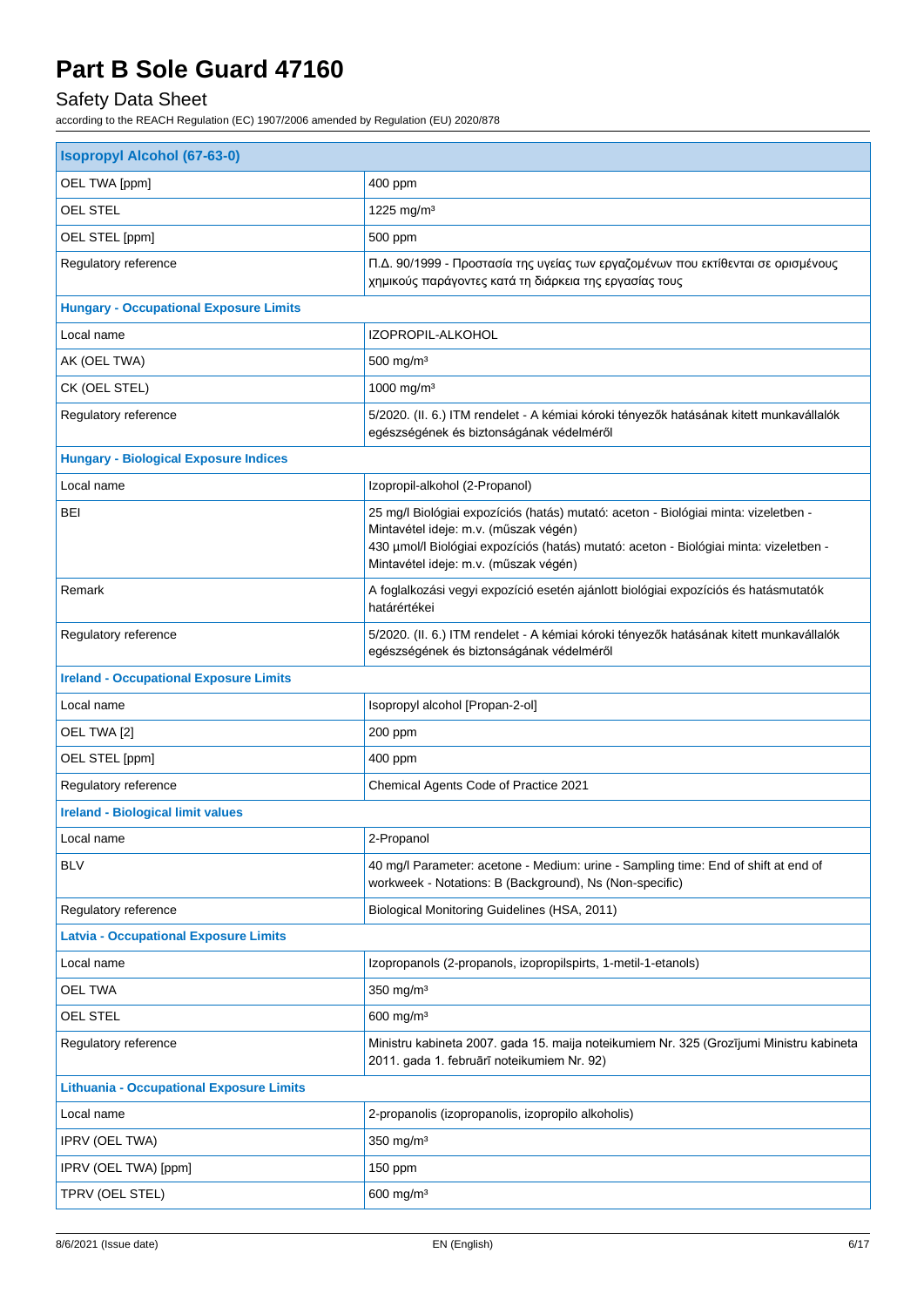| Isopropyl Alcohol (67-63-0) | |
|---|---|
| OEL TWA [ppm] | 400 ppm |
| OEL STEL | 1225 mg/m³ |
| OEL STEL [ppm] | 500 ppm |
| Regulatory reference | Π.Δ. 90/1999 - Προστασία της υγείας των εργαζομένων που εκτίθενται σε ορισμένους χημικούς παράγοντες κατά τη διάρκεια της εργασίας τους |
| **Hungary - Occupational Exposure Limits** | |
| Local name | IZOPROPIL-ALKOHOL |
| AK (OEL TWA) | 500 mg/m³ |
| CK (OEL STEL) | 1000 mg/m³ |
| Regulatory reference | 5/2020. (II. 6.) ITM rendelet - A kémiai kóroki tényezők hatásának kitett munkavállalók egészségének és biztonságának védelméről |
| **Hungary - Biological Exposure Indices** | |
| Local name | Izopropil-alkohol (2-Propanol) |
| BEI | 25 mg/l Biológiai expozíciós (hatás) mutató: aceton - Biológiai minta: vizeletben - Mintavétel ideje: m.v. (műszak végén)<br>430 µmol/l Biológiai expozíciós (hatás) mutató: aceton - Biológiai minta: vizeletben - Mintavétel ideje: m.v. (műszak végén) |
| Remark | A foglalkozási vegyi expozíció esetén ajánlott biológiai expozíciós és hatásmutatók határértékei |
| Regulatory reference | 5/2020. (II. 6.) ITM rendelet - A kémiai kóroki tényezők hatásának kitett munkavállalók egészségének és biztonságának védelméről |
| **Ireland - Occupational Exposure Limits** | |
| Local name | Isopropyl alcohol [Propan-2-ol] |
| OEL TWA [2] | 200 ppm |
| OEL STEL [ppm] | 400 ppm |
| Regulatory reference | Chemical Agents Code of Practice 2021 |
| **Ireland - Biological limit values** | |
| Local name | 2-Propanol |
| BLV | 40 mg/l Parameter: acetone - Medium: urine - Sampling time: End of shift at end of workweek - Notations: B (Background), Ns (Non-specific) |
| Regulatory reference | Biological Monitoring Guidelines (HSA, 2011) |
| **Latvia - Occupational Exposure Limits** | |
| Local name | Izopropanols (2-propanols, izopropilspirts, 1-metil-1-etanols) |
| OEL TWA | 350 mg/m³ |
| OEL STEL | 600 mg/m³ |
| Regulatory reference | Ministru kabineta 2007. gada 15. maija noteikumiem Nr. 325 (Grozījumi Ministru kabineta 2011. gada 1. februārī noteikumiem Nr. 92) |
| **Lithuania - Occupational Exposure Limits** | |
| Local name | 2-propanolis (izopropanolis, izopropilo alkoholis) |
| IPRV (OEL TWA) | 350 mg/m³ |
| IPRV (OEL TWA) [ppm] | 150 ppm |
| TPRV (OEL STEL) | 600 mg/m³ |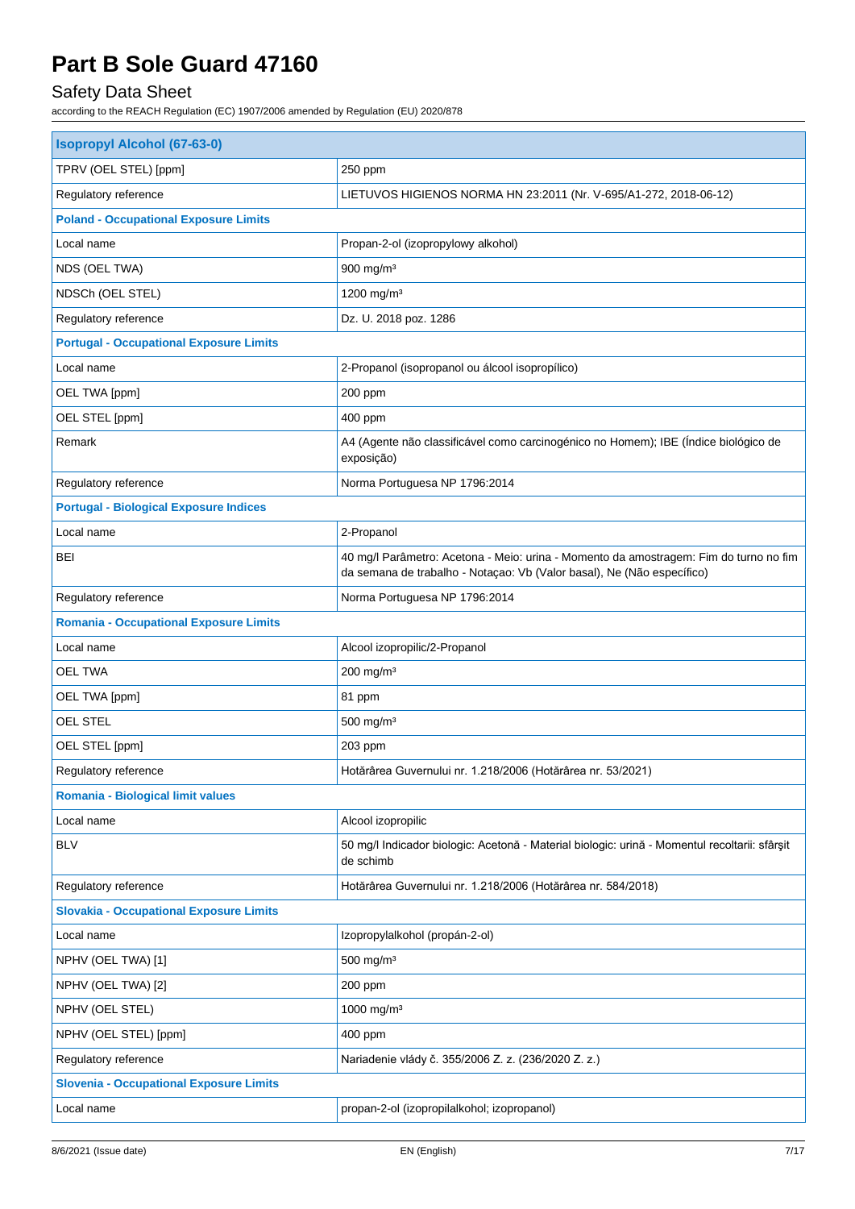# Part B Sole Guard 47160

## Safety Data Sheet

according to the REACH Regulation (EC) 1907/2006 amended by Regulation (EU) 2020/878

| Isopropyl Alcohol (67-63-0) | |
|---|---|
| TPRV (OEL STEL) [ppm] | 250 ppm |
| Regulatory reference | LIETUVOS HIGIENOS NORMA HN 23:2011 (Nr. V-695/A1-272, 2018-06-12) |
| **Poland - Occupational Exposure Limits** | |
| Local name | Propan-2-ol (izopropylowy alkohol) |
| NDS (OEL TWA) | 900 mg/m³ |
| NDSCh (OEL STEL) | 1200 mg/m³ |
| Regulatory reference | Dz. U. 2018 poz. 1286 |
| **Portugal - Occupational Exposure Limits** | |
| Local name | 2-Propanol (isopropanol ou álcool isopropílico) |
| OEL TWA [ppm] | 200 ppm |
| OEL STEL [ppm] | 400 ppm |
| Remark | A4 (Agente não classificável como carcinogénico no Homem); IBE (Índice biológico de exposição) |
| Regulatory reference | Norma Portuguesa NP 1796:2014 |
| **Portugal - Biological Exposure Indices** | |
| Local name | 2-Propanol |
| BEI | 40 mg/l Parâmetro: Acetona - Meio: urina - Momento da amostragem: Fim do turno no fim da semana de trabalho - Notaçao: Vb (Valor basal), Ne (Não específico) |
| Regulatory reference | Norma Portuguesa NP 1796:2014 |
| **Romania - Occupational Exposure Limits** | |
| Local name | Alcool izopropilic/2-Propanol |
| OEL TWA | 200 mg/m³ |
| OEL TWA [ppm] | 81 ppm |
| OEL STEL | 500 mg/m³ |
| OEL STEL [ppm] | 203 ppm |
| Regulatory reference | Hotărârea Guvernului nr. 1.218/2006 (Hotărârea nr. 53/2021) |
| **Romania - Biological limit values** | |
| Local name | Alcool izopropilic |
| BLV | 50 mg/l Indicador biologic: Acetonă - Material biologic: urină - Momentul recoltarii: sfârşit de schimb |
| Regulatory reference | Hotărârea Guvernului nr. 1.218/2006 (Hotărârea nr. 584/2018) |
| **Slovakia - Occupational Exposure Limits** | |
| Local name | Izopropylalkohol (propán-2-ol) |
| NPHV (OEL TWA) [1] | 500 mg/m³ |
| NPHV (OEL TWA) [2] | 200 ppm |
| NPHV (OEL STEL) | 1000 mg/m³ |
| NPHV (OEL STEL) [ppm] | 400 ppm |
| Regulatory reference | Nariadenie vlády č. 355/2006 Z. z. (236/2020 Z. z.) |
| **Slovenia - Occupational Exposure Limits** | |
| Local name | propan-2-ol (izopropilalkohol; izopropanol) |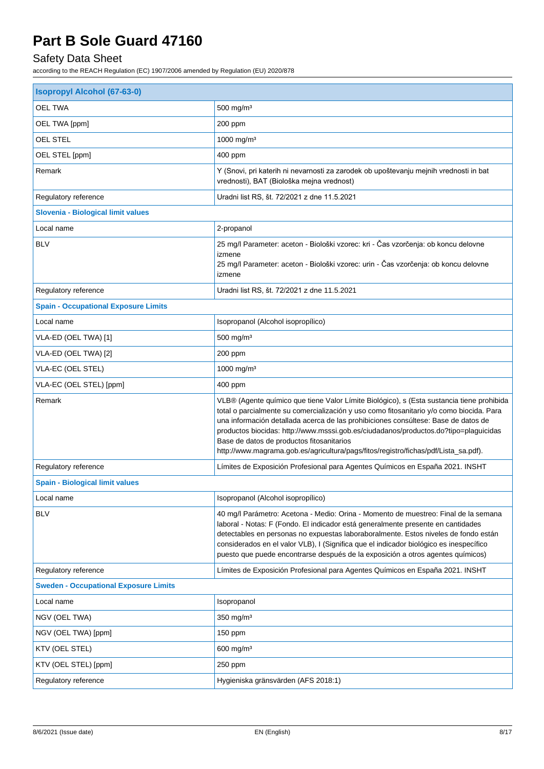| Isopropyl Alcohol (67-63-0) | |
|---|---|
| OEL TWA | 500 mg/m³ |
| OEL TWA [ppm] | 200 ppm |
| OEL STEL | 1000 mg/m³ |
| OEL STEL [ppm] | 400 ppm |
| Remark | Y (Snovi, pri katerih ni nevarnosti za zarodek ob upoštevanju mejnih vrednosti in bat vrednosti), BAT (Biološka mejna vrednost) |
| Regulatory reference | Uradni list RS, št. 72/2021 z dne 11.5.2021 |
| **Slovenia - Biological limit values** | |
| Local name | 2-propanol |
| BLV | 25 mg/l Parameter: aceton - Biološki vzorec: kri - Čas vzorčenja: ob koncu delovne izmene<br>25 mg/l Parameter: aceton - Biološki vzorec: urin - Čas vzorčenja: ob koncu delovne izmene |
| Regulatory reference | Uradni list RS, št. 72/2021 z dne 11.5.2021 |
| **Spain - Occupational Exposure Limits** | |
| Local name | Isopropanol (Alcohol isopropílico) |
| VLA-ED (OEL TWA) [1] | 500 mg/m³ |
| VLA-ED (OEL TWA) [2] | 200 ppm |
| VLA-EC (OEL STEL) | 1000 mg/m³ |
| VLA-EC (OEL STEL) [ppm] | 400 ppm |
| Remark | VLB® (Agente químico que tiene Valor Límite Biológico), s (Esta sustancia tiene prohibida total o parcialmente su comercialización y uso como fitosanitario y/o como biocida. Para una información detallada acerca de las prohibiciones consúltese: Base de datos de productos biocidas: http://www.msssi.gob.es/ciudadanos/productos.do?tipo=plaguicidas Base de datos de productos fitosanitarios http://www.magrama.gob.es/agricultura/pags/fitos/registro/fichas/pdf/Lista_sa.pdf). |
| Regulatory reference | Límites de Exposición Profesional para Agentes Químicos en España 2021. INSHT |
| **Spain - Biological limit values** | |
| Local name | Isopropanol (Alcohol isopropílico) |
| BLV | 40 mg/l Parámetro: Acetona - Medio: Orina - Momento de muestreo: Final de la semana laboral - Notas: F (Fondo. El indicador está generalmente presente en cantidades detectables en personas no expuestas laboraboralmente. Estos niveles de fondo están considerados en el valor VLB), I (Significa que el indicador biológico es inespecífico puesto que puede encontrarse después de la exposición a otros agentes químicos) |
| Regulatory reference | Límites de Exposición Profesional para Agentes Químicos en España 2021. INSHT |
| **Sweden - Occupational Exposure Limits** | |
| Local name | Isopropanol |
| NGV (OEL TWA) | 350 mg/m³ |
| NGV (OEL TWA) [ppm] | 150 ppm |
| KTV (OEL STEL) | 600 mg/m³ |
| KTV (OEL STEL) [ppm] | 250 ppm |
| Regulatory reference | Hygieniska gränsvärden (AFS 2018:1) |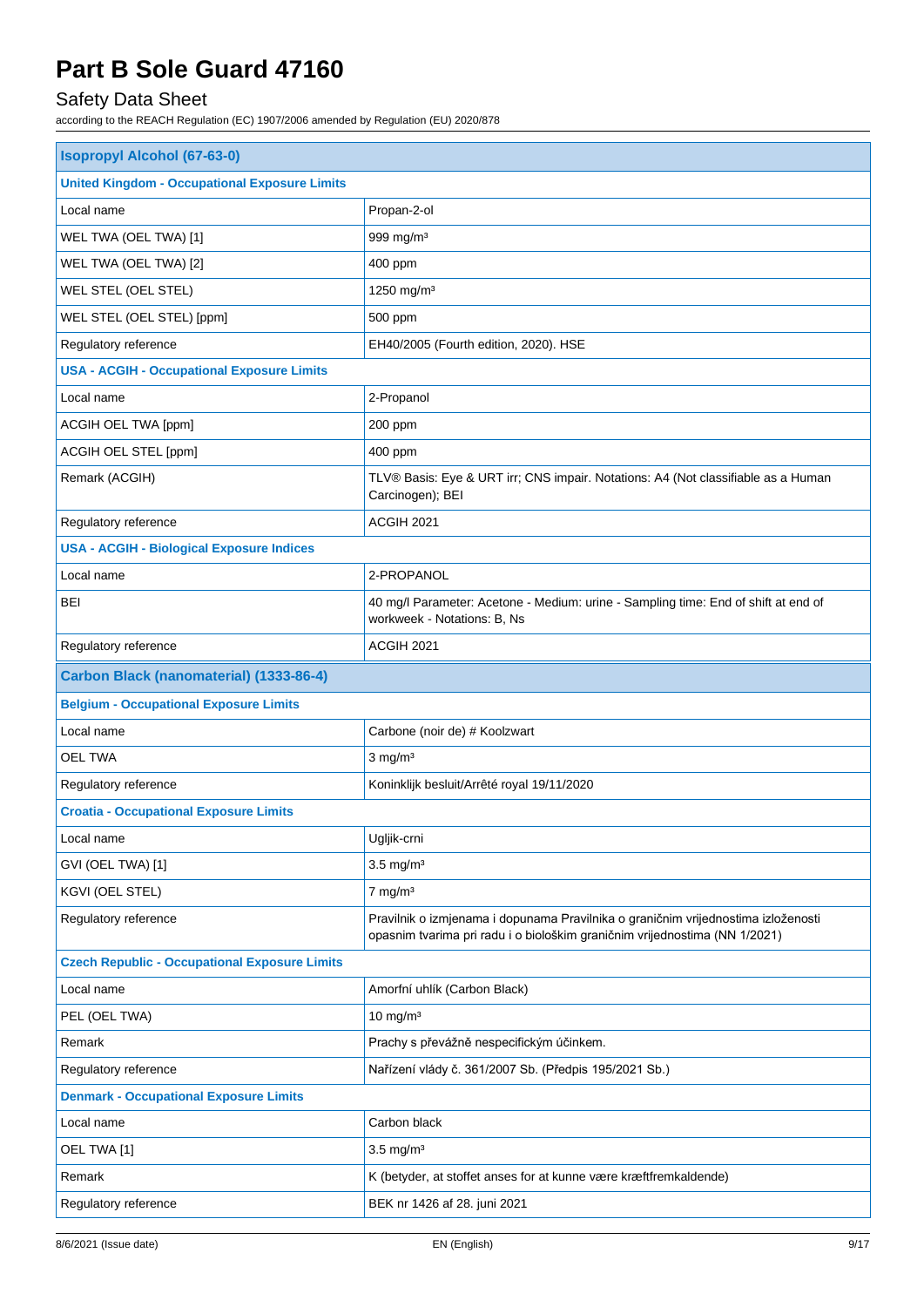# Part B Sole Guard 47160

## Safety Data Sheet

according to the REACH Regulation (EC) 1907/2006 amended by Regulation (EU) 2020/878

| **Isopropyl Alcohol (67-63-0)** | |
|---|---|
| **United Kingdom - Occupational Exposure Limits** | |
| Local name | Propan-2-ol |
| WEL TWA (OEL TWA) [1] | 999 mg/m³ |
| WEL TWA (OEL TWA) [2] | 400 ppm |
| WEL STEL (OEL STEL) | 1250 mg/m³ |
| WEL STEL (OEL STEL) [ppm] | 500 ppm |
| Regulatory reference | EH40/2005 (Fourth edition, 2020). HSE |
| **USA - ACGIH - Occupational Exposure Limits** | |
| Local name | 2-Propanol |
| ACGIH OEL TWA [ppm] | 200 ppm |
| ACGIH OEL STEL [ppm] | 400 ppm |
| Remark (ACGIH) | TLV® Basis: Eye & URT irr; CNS impair. Notations: A4 (Not classifiable as a Human Carcinogen); BEI |
| Regulatory reference | ACGIH 2021 |
| **USA - ACGIH - Biological Exposure Indices** | |
| Local name | 2-PROPANOL |
| BEI | 40 mg/l Parameter: Acetone - Medium: urine - Sampling time: End of shift at end of workweek - Notations: B, Ns |
| Regulatory reference | ACGIH 2021 |
| **Carbon Black (nanomaterial) (1333-86-4)** | |
| **Belgium - Occupational Exposure Limits** | |
| Local name | Carbone (noir de) # Koolzwart |
| OEL TWA | 3 mg/m³ |
| Regulatory reference | Koninklijk besluit/Arrêté royal 19/11/2020 |
| **Croatia - Occupational Exposure Limits** | |
| Local name | Ugljik-crni |
| GVI (OEL TWA) [1] | 3.5 mg/m³ |
| KGVI (OEL STEL) | 7 mg/m³ |
| Regulatory reference | Pravilnik o izmjenama i dopunama Pravilnika o graničnim vrijednostima izloženosti opasnim tvarima pri radu i o biološkim graničnim vrijednostima (NN 1/2021) |
| **Czech Republic - Occupational Exposure Limits** | |
| Local name | Amorfní uhlík (Carbon Black) |
| PEL (OEL TWA) | 10 mg/m³ |
| Remark | Prachy s převážně nespecifickým účinkem. |
| Regulatory reference | Nařízení vlády č. 361/2007 Sb. (Předpis 195/2021 Sb.) |
| **Denmark - Occupational Exposure Limits** | |
| Local name | Carbon black |
| OEL TWA [1] | 3.5 mg/m³ |
| Remark | K (betyder, at stoffet anses for at kunne være kræftfremkaldende) |
| Regulatory reference | BEK nr 1426 af 28. juni 2021 |

8/6/2021 (Issue date) EN (English)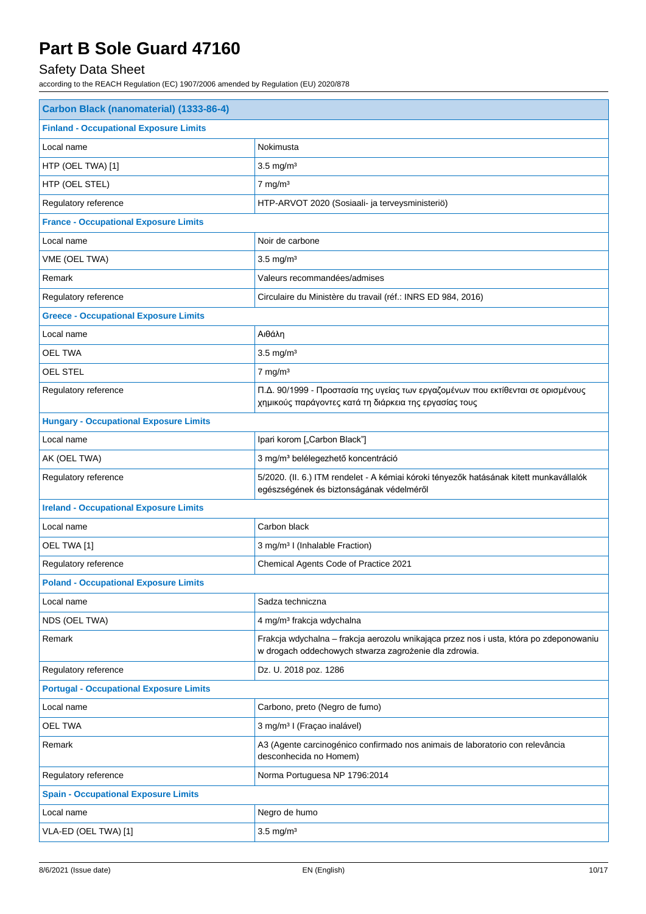| Carbon Black (nanomaterial) (1333-86-4) | |
|---|---|
| **Finland - Occupational Exposure Limits** | |
| Local name | Nokimusta |
| HTP (OEL TWA) [1] | 3.5 mg/m³ |
| HTP (OEL STEL) | 7 mg/m³ |
| Regulatory reference | HTP-ARVOT 2020 (Sosiaali- ja terveysministeriö) |
| **France - Occupational Exposure Limits** | |
| Local name | Noir de carbone |
| VME (OEL TWA) | 3.5 mg/m³ |
| Remark | Valeurs recommandées/admises |
| Regulatory reference | Circulaire du Ministère du travail (réf.: INRS ED 984, 2016) |
| **Greece - Occupational Exposure Limits** | |
| Local name | Αιθάλη |
| OEL TWA | 3.5 mg/m³ |
| OEL STEL | 7 mg/m³ |
| Regulatory reference | Π.Δ. 90/1999 - Προστασία της υγείας των εργαζομένων που εκτίθενται σε ορισμένους χημικούς παράγοντες κατά τη διάρκεια της εργασίας τους |
| **Hungary - Occupational Exposure Limits** | |
| Local name | Ipari korom [„Carbon Black"] |
| AK (OEL TWA) | 3 mg/m³ belélegezhető koncentráció |
| Regulatory reference | 5/2020. (II. 6.) ITM rendelet - A kémiai kóroki tényezők hatásának kitett munkavállalók egészségének és biztonságának védelméről |
| **Ireland - Occupational Exposure Limits** | |
| Local name | Carbon black |
| OEL TWA [1] | 3 mg/m³ I (Inhalable Fraction) |
| Regulatory reference | Chemical Agents Code of Practice 2021 |
| **Poland - Occupational Exposure Limits** | |
| Local name | Sadza techniczna |
| NDS (OEL TWA) | 4 mg/m³ frakcja wdychalna |
| Remark | Frakcja wdychalna – frakcja aerozolu wnikająca przez nos i usta, która po zdeponowaniu w drogach oddechowych stwarza zagrożenie dla zdrowia. |
| Regulatory reference | Dz. U. 2018 poz. 1286 |
| **Portugal - Occupational Exposure Limits** | |
| Local name | Carbono, preto (Negro de fumo) |
| OEL TWA | 3 mg/m³ I (Fraçao inalável) |
| Remark | A3 (Agente carcinogénico confirmado nos animais de laboratorio con relevância desconhecida no Homem) |
| Regulatory reference | Norma Portuguesa NP 1796:2014 |
| **Spain - Occupational Exposure Limits** | |
| Local name | Negro de humo |
| VLA-ED (OEL TWA) [1] | 3.5 mg/m³ |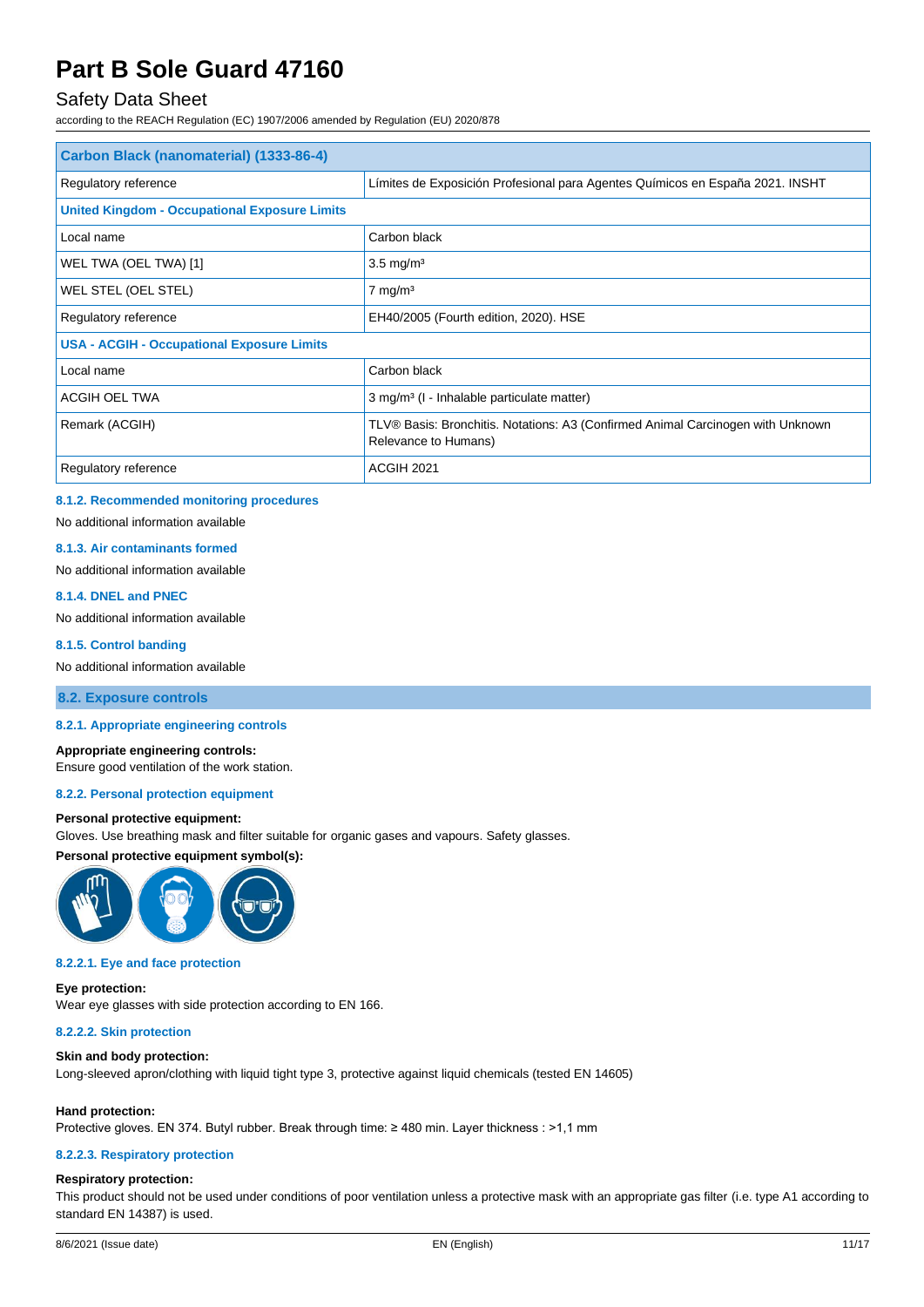| Carbon Black (nanomaterial) (1333-86-4) | |
|---|---|
| Regulatory reference | Límites de Exposición Profesional para Agentes Químicos en España 2021. INSHT |
| **United Kingdom - Occupational Exposure Limits** | |
| Local name | Carbon black |
| WEL TWA (OEL TWA) [1] | 3.5 mg/m³ |
| WEL STEL (OEL STEL) | 7 mg/m³ |
| Regulatory reference | EH40/2005 (Fourth edition, 2020). HSE |
| **USA - ACGIH - Occupational Exposure Limits** | |
| Local name | Carbon black |
| ACGIH OEL TWA | 3 mg/m³ (I - Inhalable particulate matter) |
| Remark (ACGIH) | TLV® Basis: Bronchitis. Notations: A3 (Confirmed Animal Carcinogen with Unknown Relevance to Humans) |
| Regulatory reference | ACGIH 2021 |

#### 8.1.2. Recommended monitoring procedures

No additional information available

#### 8.1.3. Air contaminants formed

No additional information available

#### 8.1.4. DNEL and PNEC

No additional information available

#### 8.1.5. Control banding

No additional information available

### 8.2. Exposure controls

#### 8.2.1. Appropriate engineering controls

**Appropriate engineering controls:**
Ensure good ventilation of the work station.

#### 8.2.2. Personal protection equipment

**Personal protective equipment:**
Gloves. Use breathing mask and filter suitable for organic gases and vapours. Safety glasses.

**Personal protective equipment symbol(s):**

#### 8.2.2.1. Eye and face protection

**Eye protection:**
Wear eye glasses with side protection according to EN 166.

#### 8.2.2.2. Skin protection

**Skin and body protection:**
Long-sleeved apron/clothing with liquid tight type 3, protective against liquid chemicals (tested EN 14605)

**Hand protection:**
Protective gloves. EN 374. Butyl rubber. Break through time: ≥ 480 min. Layer thickness : >1,1 mm

#### 8.2.2.3. Respiratory protection

**Respiratory protection:**
This product should not be used under conditions of poor ventilation unless a protective mask with an appropriate gas filter (i.e. type A1 according to standard EN 14387) is used.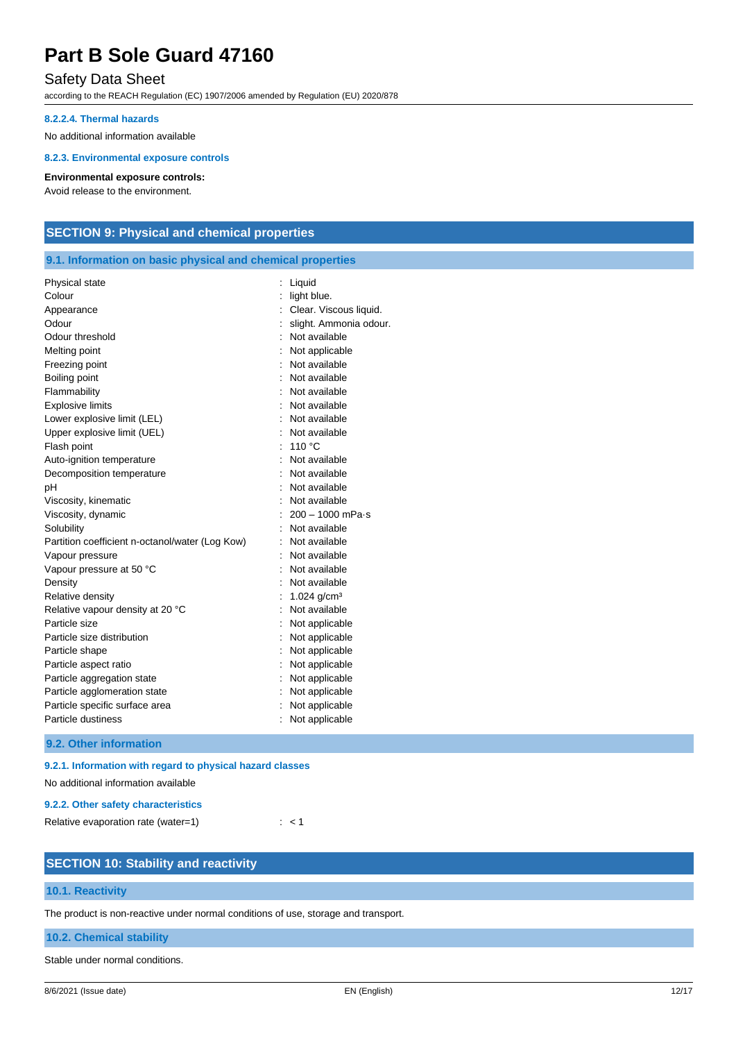#### 8.2.2.4. Thermal hazards

No additional information available

#### 8.2.3. Environmental exposure controls

**Environmental exposure controls:**
Avoid release to the environment.

## SECTION 9: Physical and chemical properties

### 9.1. Information on basic physical and chemical properties

| | |
|---|---|
| Physical state | : Liquid |
| Colour | : light blue. |
| Appearance | : Clear. Viscous liquid. |
| Odour | : slight. Ammonia odour. |
| Odour threshold | : Not available |
| Melting point | : Not applicable |
| Freezing point | : Not available |
| Boiling point | : Not available |
| Flammability | : Not available |
| Explosive limits | : Not available |
| Lower explosive limit (LEL) | : Not available |
| Upper explosive limit (UEL) | : Not available |
| Flash point | : 110 °C |
| Auto-ignition temperature | : Not available |
| Decomposition temperature | : Not available |
| pH | : Not available |
| Viscosity, kinematic | : Not available |
| Viscosity, dynamic | : 200 – 1000 mPa·s |
| Solubility | : Not available |
| Partition coefficient n-octanol/water (Log Kow) | : Not available |
| Vapour pressure | : Not available |
| Vapour pressure at 50 °C | : Not available |
| Density | : Not available |
| Relative density | : 1.024 g/cm³ |
| Relative vapour density at 20 °C | : Not available |
| Particle size | : Not applicable |
| Particle size distribution | : Not applicable |
| Particle shape | : Not applicable |
| Particle aspect ratio | : Not applicable |
| Particle aggregation state | : Not applicable |
| Particle agglomeration state | : Not applicable |
| Particle specific surface area | : Not applicable |
| Particle dustiness | : Not applicable |

### 9.2. Other information

#### 9.2.1. Information with regard to physical hazard classes

No additional information available

#### 9.2.2. Other safety characteristics

Relative evaporation rate (water=1) : < 1

## SECTION 10: Stability and reactivity

### 10.1. Reactivity

The product is non-reactive under normal conditions of use, storage and transport.

### 10.2. Chemical stability

Stable under normal conditions.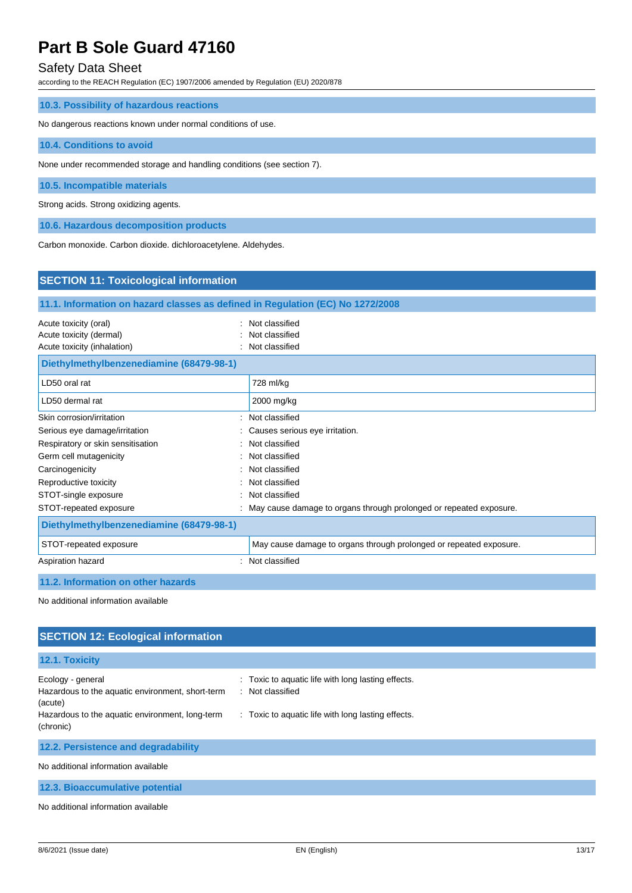### 10.3. Possibility of hazardous reactions

No dangerous reactions known under normal conditions of use.

### 10.4. Conditions to avoid

None under recommended storage and handling conditions (see section 7).

### 10.5. Incompatible materials

Strong acids. Strong oxidizing agents.

### 10.6. Hazardous decomposition products

Carbon monoxide. Carbon dioxide. dichloroacetylene. Aldehydes.

## SECTION 11: Toxicological information

### 11.1. Information on hazard classes as defined in Regulation (EC) No 1272/2008

Acute toxicity (oral) : Not classified
Acute toxicity (dermal) : Not classified
Acute toxicity (inhalation) : Not classified

| Diethylmethylbenzenediamine (68479-98-1) | |
|---|---|
| LD50 oral rat | 728 ml/kg |
| LD50 dermal rat | 2000 mg/kg |

Skin corrosion/irritation : Not classified
Serious eye damage/irritation : Causes serious eye irritation.
Respiratory or skin sensitisation : Not classified
Germ cell mutagenicity : Not classified
Carcinogenicity : Not classified
Reproductive toxicity : Not classified
STOT-single exposure : Not classified
STOT-repeated exposure : May cause damage to organs through prolonged or repeated exposure.

| Diethylmethylbenzenediamine (68479-98-1) | |
|---|---|
| STOT-repeated exposure | May cause damage to organs through prolonged or repeated exposure. |

Aspiration hazard : Not classified

### 11.2. Information on other hazards

No additional information available

## SECTION 12: Ecological information

### 12.1. Toxicity

Ecology - general : Toxic to aquatic life with long lasting effects.
Hazardous to the aquatic environment, short-term (acute) : Not classified
Hazardous to the aquatic environment, long-term (chronic) : Toxic to aquatic life with long lasting effects.

### 12.2. Persistence and degradability

No additional information available

### 12.3. Bioaccumulative potential

No additional information available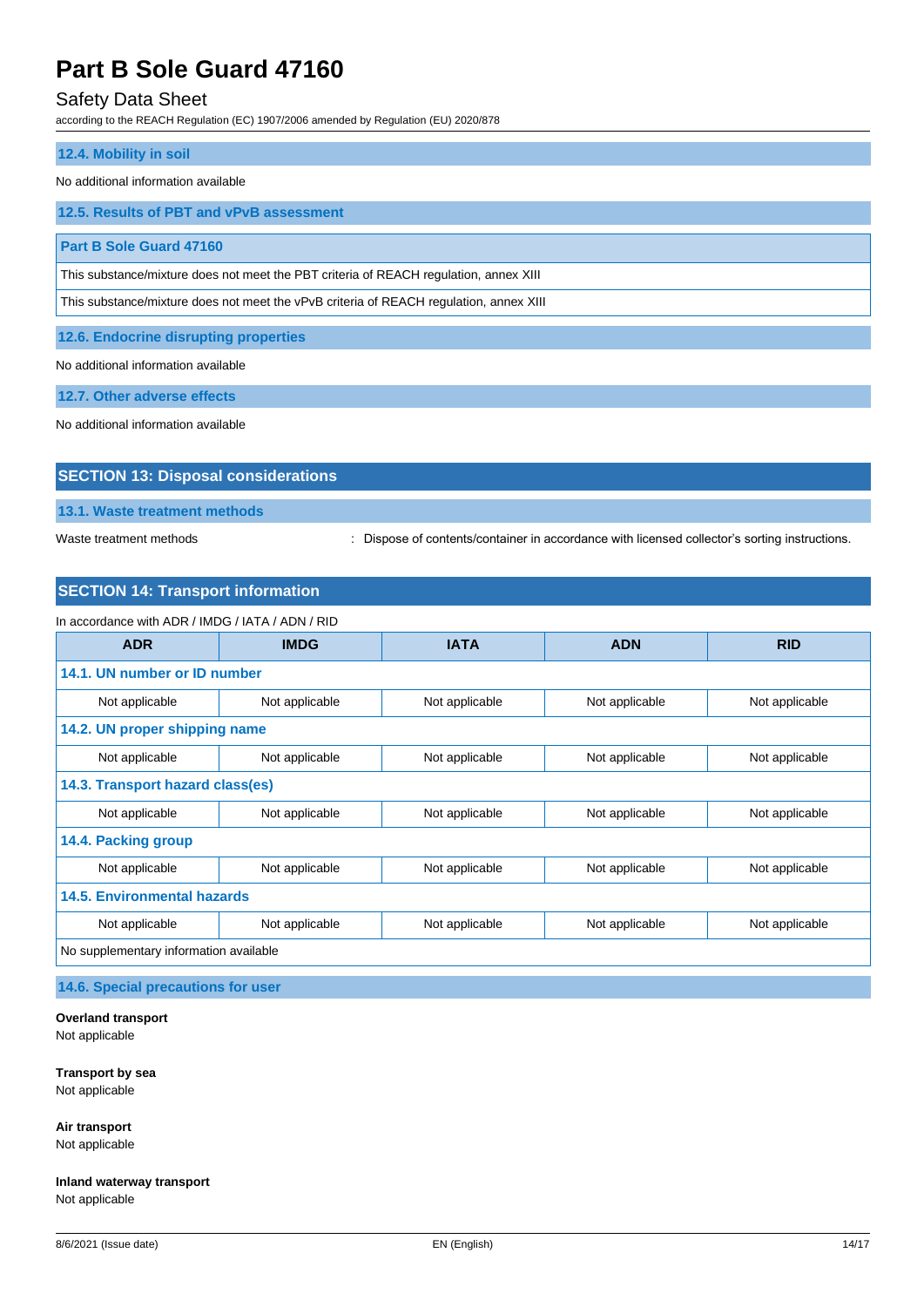### 12.4. Mobility in soil

No additional information available

### 12.5. Results of PBT and vPvB assessment

| Part B Sole Guard 47160 |
|---|
| This substance/mixture does not meet the PBT criteria of REACH regulation, annex XIII |
| This substance/mixture does not meet the vPvB criteria of REACH regulation, annex XIII |

### 12.6. Endocrine disrupting properties

No additional information available

### 12.7. Other adverse effects

No additional information available

## SECTION 13: Disposal considerations

### 13.1. Waste treatment methods

Waste treatment methods : Dispose of contents/container in accordance with licensed collector's sorting instructions.

## SECTION 14: Transport information

In accordance with ADR / IMDG / IATA / ADN / RID

| ADR | IMDG | IATA | ADN | RID |
|---|---|---|---|---|
| **14.1. UN number or ID number** | | | | |
| Not applicable | Not applicable | Not applicable | Not applicable | Not applicable |
| **14.2. UN proper shipping name** | | | | |
| Not applicable | Not applicable | Not applicable | Not applicable | Not applicable |
| **14.3. Transport hazard class(es)** | | | | |
| Not applicable | Not applicable | Not applicable | Not applicable | Not applicable |
| **14.4. Packing group** | | | | |
| Not applicable | Not applicable | Not applicable | Not applicable | Not applicable |
| **14.5. Environmental hazards** | | | | |
| Not applicable | Not applicable | Not applicable | Not applicable | Not applicable |
| No supplementary information available | | | | |

### 14.6. Special precautions for user

**Overland transport**
Not applicable

**Transport by sea**
Not applicable

**Air transport**
Not applicable

**Inland waterway transport**
Not applicable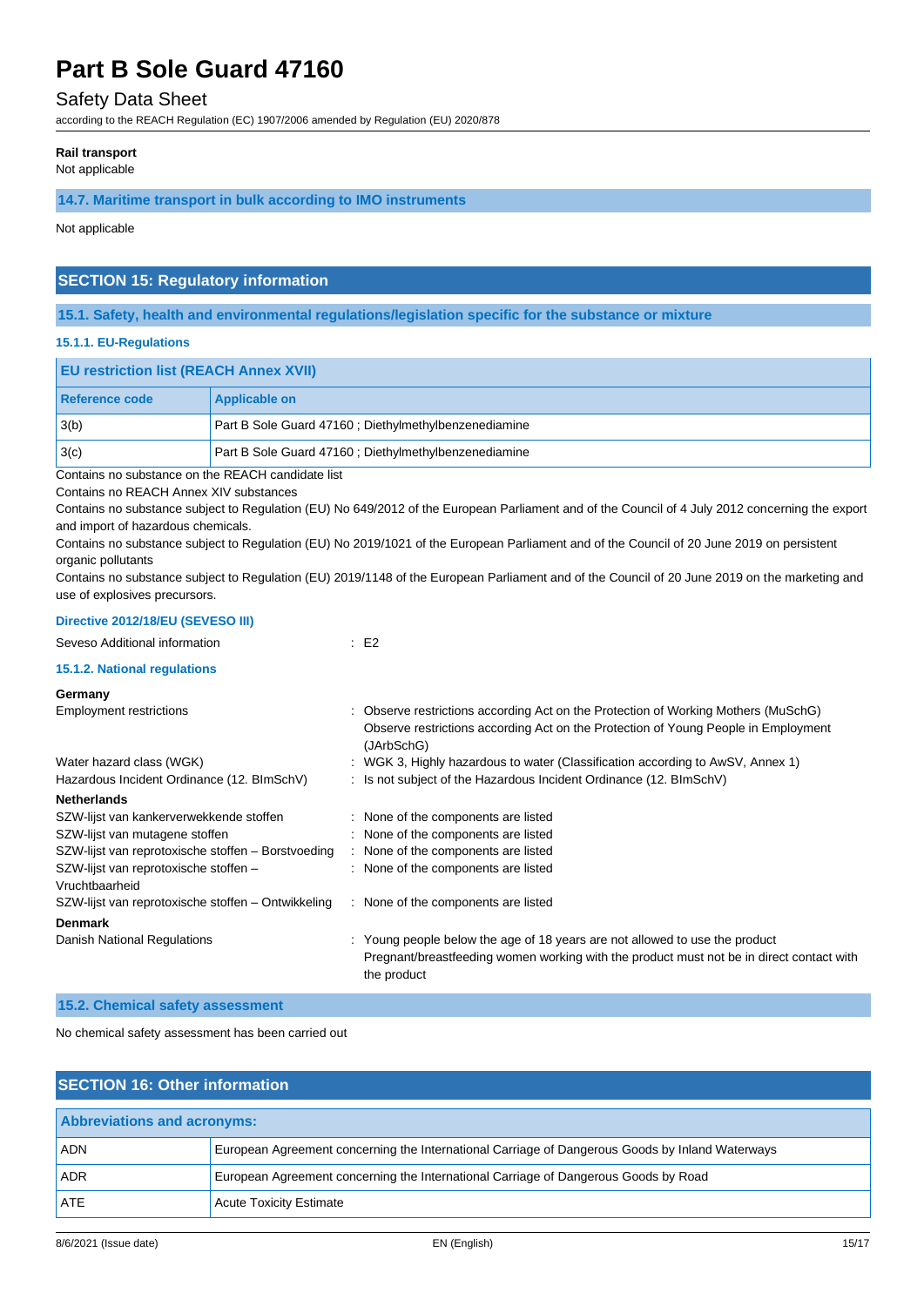**Rail transport**

Not applicable

### 14.7. Maritime transport in bulk according to IMO instruments

Not applicable

## SECTION 15: Regulatory information

### 15.1. Safety, health and environmental regulations/legislation specific for the substance or mixture

#### 15.1.1. EU-Regulations

| EU restriction list (REACH Annex XVII) | |
|---|---|
| **Reference code** | **Applicable on** |
| 3(b) | Part B Sole Guard 47160 ; Diethylmethylbenzenediamine |
| 3(c) | Part B Sole Guard 47160 ; Diethylmethylbenzenediamine |

Contains no substance on the REACH candidate list

Contains no REACH Annex XIV substances

Contains no substance subject to Regulation (EU) No 649/2012 of the European Parliament and of the Council of 4 July 2012 concerning the export and import of hazardous chemicals.

Contains no substance subject to Regulation (EU) No 2019/1021 of the European Parliament and of the Council of 20 June 2019 on persistent organic pollutants

Contains no substance subject to Regulation (EU) 2019/1148 of the European Parliament and of the Council of 20 June 2019 on the marketing and use of explosives precursors.

**Directive 2012/18/EU (SEVESO III)**

Seveso Additional information : E2

#### 15.1.2. National regulations

**Germany**

Employment restrictions : Observe restrictions according Act on the Protection of Working Mothers (MuSchG)
Observe restrictions according Act on the Protection of Young People in Employment (JArbSchG)

Water hazard class (WGK) : WGK 3, Highly hazardous to water (Classification according to AwSV, Annex 1)

Hazardous Incident Ordinance (12. BImSchV) : Is not subject of the Hazardous Incident Ordinance (12. BImSchV)

**Netherlands**

SZW-lijst van kankerverwekkende stoffen : None of the components are listed

SZW-lijst van mutagene stoffen : None of the components are listed

SZW-lijst van reprotoxische stoffen – Borstvoeding : None of the components are listed

SZW-lijst van reprotoxische stoffen – Vruchtbaarheid : None of the components are listed

SZW-lijst van reprotoxische stoffen – Ontwikkeling : None of the components are listed

**Denmark**

Danish National Regulations : Young people below the age of 18 years are not allowed to use the product
Pregnant/breastfeeding women working with the product must not be in direct contact with the product

### 15.2. Chemical safety assessment

No chemical safety assessment has been carried out

## SECTION 16: Other information

| Abbreviations and acronyms: | |
|---|---|
| ADN | European Agreement concerning the International Carriage of Dangerous Goods by Inland Waterways |
| ADR | European Agreement concerning the International Carriage of Dangerous Goods by Road |
| ATE | Acute Toxicity Estimate |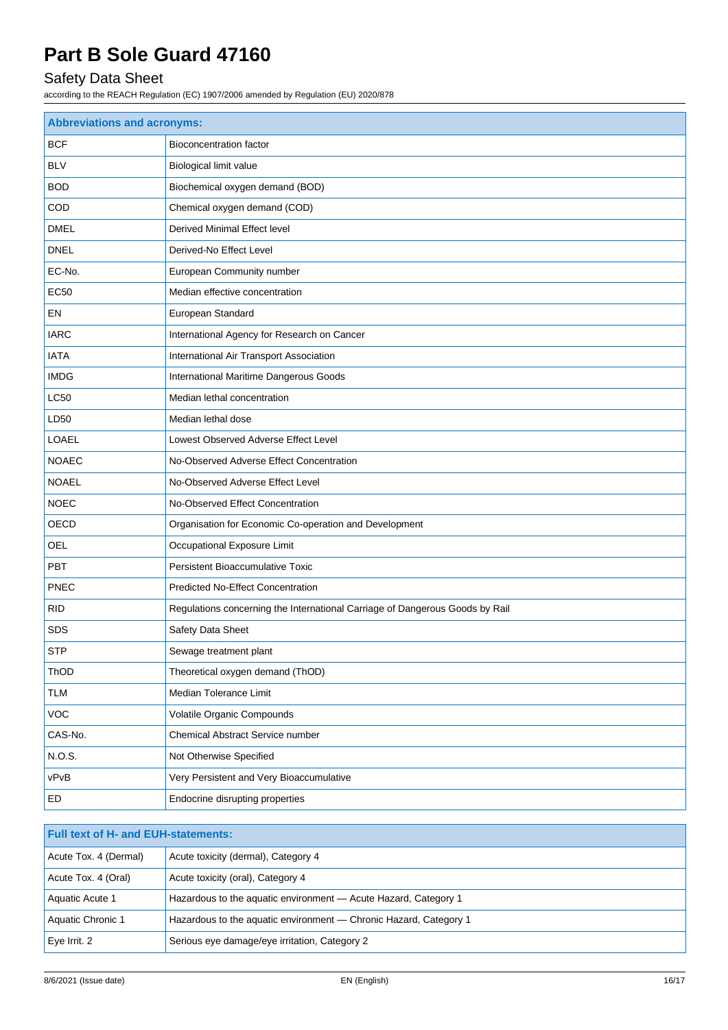| Abbreviations and acronyms: | |
|---|---|
| BCF | Bioconcentration factor |
| BLV | Biological limit value |
| BOD | Biochemical oxygen demand (BOD) |
| COD | Chemical oxygen demand (COD) |
| DMEL | Derived Minimal Effect level |
| DNEL | Derived-No Effect Level |
| EC-No. | European Community number |
| EC50 | Median effective concentration |
| EN | European Standard |
| IARC | International Agency for Research on Cancer |
| IATA | International Air Transport Association |
| IMDG | International Maritime Dangerous Goods |
| LC50 | Median lethal concentration |
| LD50 | Median lethal dose |
| LOAEL | Lowest Observed Adverse Effect Level |
| NOAEC | No-Observed Adverse Effect Concentration |
| NOAEL | No-Observed Adverse Effect Level |
| NOEC | No-Observed Effect Concentration |
| OECD | Organisation for Economic Co-operation and Development |
| OEL | Occupational Exposure Limit |
| PBT | Persistent Bioaccumulative Toxic |
| PNEC | Predicted No-Effect Concentration |
| RID | Regulations concerning the International Carriage of Dangerous Goods by Rail |
| SDS | Safety Data Sheet |
| STP | Sewage treatment plant |
| ThOD | Theoretical oxygen demand (ThOD) |
| TLM | Median Tolerance Limit |
| VOC | Volatile Organic Compounds |
| CAS-No. | Chemical Abstract Service number |
| N.O.S. | Not Otherwise Specified |
| vPvB | Very Persistent and Very Bioaccumulative |
| ED | Endocrine disrupting properties |

| Full text of H- and EUH-statements: | |
|---|---|
| Acute Tox. 4 (Dermal) | Acute toxicity (dermal), Category 4 |
| Acute Tox. 4 (Oral) | Acute toxicity (oral), Category 4 |
| Aquatic Acute 1 | Hazardous to the aquatic environment — Acute Hazard, Category 1 |
| Aquatic Chronic 1 | Hazardous to the aquatic environment — Chronic Hazard, Category 1 |
| Eye Irrit. 2 | Serious eye damage/eye irritation, Category 2 |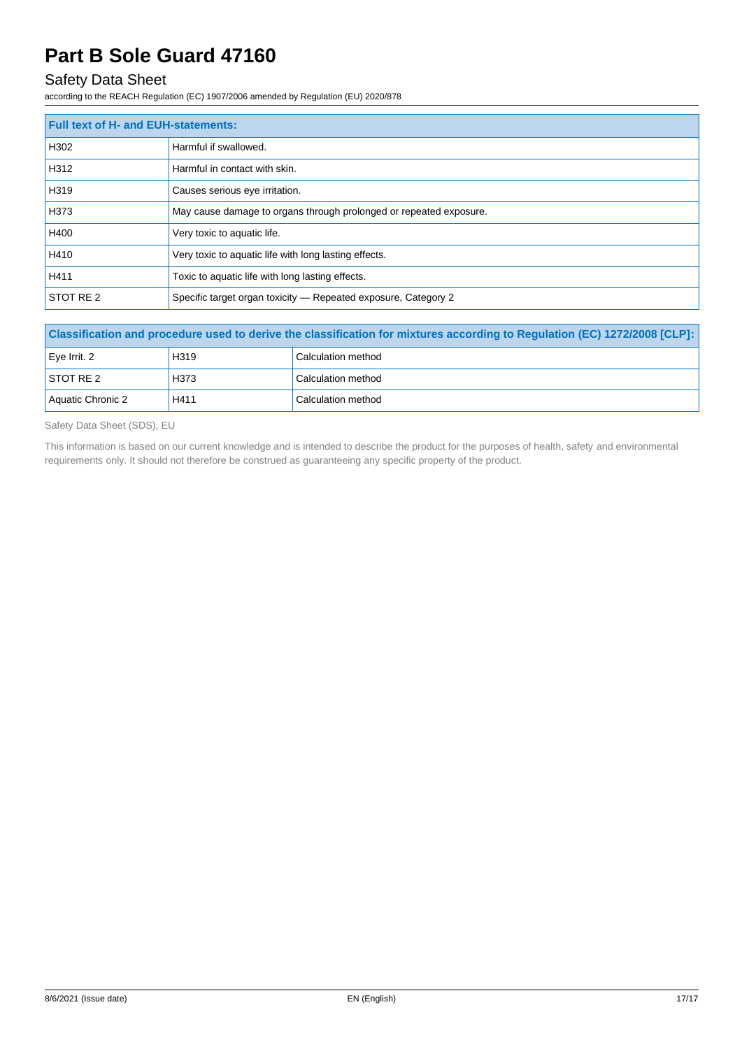| Full text of H- and EUH-statements: | |
|---|---|
| H302 | Harmful if swallowed. |
| H312 | Harmful in contact with skin. |
| H319 | Causes serious eye irritation. |
| H373 | May cause damage to organs through prolonged or repeated exposure. |
| H400 | Very toxic to aquatic life. |
| H410 | Very toxic to aquatic life with long lasting effects. |
| H411 | Toxic to aquatic life with long lasting effects. |
| STOT RE 2 | Specific target organ toxicity — Repeated exposure, Category 2 |

| Classification and procedure used to derive the classification for mixtures according to Regulation (EC) 1272/2008 [CLP]: | | |
|---|---|---|
| Eye Irrit. 2 | H319 | Calculation method |
| STOT RE 2 | H373 | Calculation method |
| Aquatic Chronic 2 | H411 | Calculation method |

Safety Data Sheet (SDS), EU

This information is based on our current knowledge and is intended to describe the product for the purposes of health, safety and environmental requirements only. It should not therefore be construed as guaranteeing any specific property of the product.